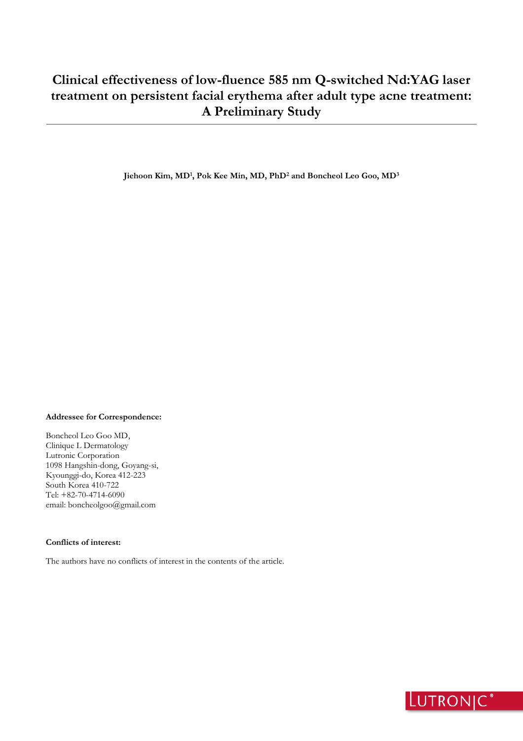# Clinical effectiveness of low-fluence 585 nm Q-switched Nd:YAG laser treatment on persistent facial erythema after adult type acne treatment: A Preliminary Study

**Jiehoon Kim, MD[1], Pok Kee Min, MD, PhD[2] and Boncheol Leo Goo, MD[3]**

**Addressee for Correspondence:**

Boncheol Leo Goo MD,
Clinique L Dermatology
Lutronic Corporation
1098 Hangshin-dong, Goyang-si,
Kyounggi-do, Korea 412-223
South Korea 410-722
Tel: +82-70-4714-6090
email: boncheolgoo@gmail.com

**Conflicts of interest:**

The authors have no conflicts of interest in the contents of the article.

LUTRONIC®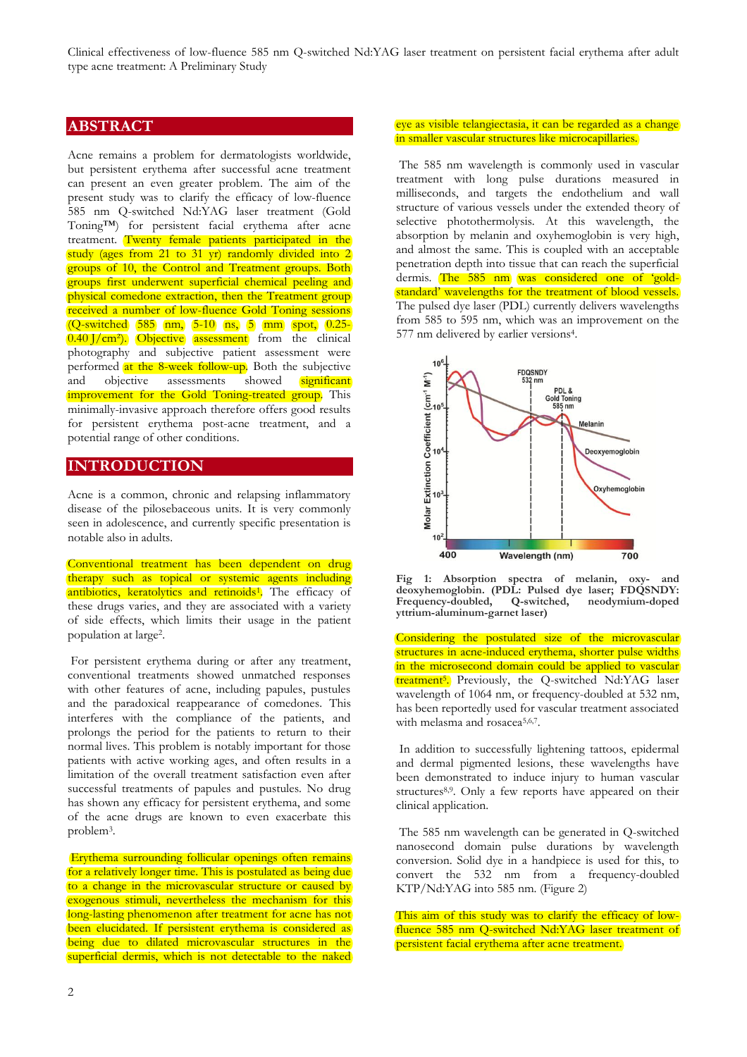## ABSTRACT

Acne remains a problem for dermatologists worldwide, but persistent erythema after successful acne treatment can present an even greater problem. The aim of the present study was to clarify the efficacy of low-fluence 585 nm Q-switched Nd:YAG laser treatment (Gold Toning™) for persistent facial erythema after acne treatment. Twenty female patients participated in the study (ages from 21 to 31 yr) randomly divided into 2 groups of 10, the Control and Treatment groups. Both groups first underwent superficial chemical peeling and physical comedone extraction, then the Treatment group received a number of low-fluence Gold Toning sessions (Q-switched 585 nm, 5-10 ns, 5 mm spot, 0.25-0.40 J/cm²). Objective assessment from the clinical photography and subjective patient assessment were performed at the 8-week follow-up. Both the subjective and objective assessments showed significant improvement for the Gold Toning-treated group. This minimally-invasive approach therefore offers good results for persistent erythema post-acne treatment, and a potential range of other conditions.

## INTRODUCTION

Acne is a common, chronic and relapsing inflammatory disease of the pilosebaceous units. It is very commonly seen in adolescence, and currently specific presentation is notable also in adults.

Conventional treatment has been dependent on drug therapy such as topical or systemic agents including antibiotics, keratolytics and retinoids[1]. The efficacy of these drugs varies, and they are associated with a variety of side effects, which limits their usage in the patient population at large[2].

For persistent erythema during or after any treatment, conventional treatments showed unmatched responses with other features of acne, including papules, pustules and the paradoxical reappearance of comedones. This interferes with the compliance of the patients, and prolongs the period for the patients to return to their normal lives. This problem is notably important for those patients with active working ages, and often results in a limitation of the overall treatment satisfaction even after successful treatments of papules and pustules. No drug has shown any efficacy for persistent erythema, and some of the acne drugs are known to even exacerbate this problem[3].

Erythema surrounding follicular openings often remains for a relatively longer time. This is postulated as being due to a change in the microvascular structure or caused by exogenous stimuli, nevertheless the mechanism for this long-lasting phenomenon after treatment for acne has not been elucidated. If persistent erythema is considered as being due to dilated microvascular structures in the superficial dermis, which is not detectable to the naked eye as visible telangiectasia, it can be regarded as a change in smaller vascular structures like microcapillaries.

The 585 nm wavelength is commonly used in vascular treatment with long pulse durations measured in milliseconds, and targets the endothelium and wall structure of various vessels under the extended theory of selective photothermolysis. At this wavelength, the absorption by melanin and oxyhemoglobin is very high, and almost the same. This is coupled with an acceptable penetration depth into tissue that can reach the superficial dermis. The 585 nm was considered one of 'gold-standard' wavelengths for the treatment of blood vessels. The pulsed dye laser (PDL) currently delivers wavelengths from 585 to 595 nm, which was an improvement on the 577 nm delivered by earlier versions[4].

**Fig 1: Absorption spectra of melanin, oxy- and deoxyhemoglobin. (PDL: Pulsed dye laser; FDQSNDY: Frequency-doubled, Q-switched, neodymium-doped yttrium-aluminum-garnet laser)**

Considering the postulated size of the microvascular structures in acne-induced erythema, shorter pulse widths in the microsecond domain could be applied to vascular treatment[5]. Previously, the Q-switched Nd:YAG laser wavelength of 1064 nm, or frequency-doubled at 532 nm, has been reportedly used for vascular treatment associated with melasma and rosacea[5,6,7].

In addition to successfully lightening tattoos, epidermal and dermal pigmented lesions, these wavelengths have been demonstrated to induce injury to human vascular structures[8,9]. Only a few reports have appeared on their clinical application.

The 585 nm wavelength can be generated in Q-switched nanosecond domain pulse durations by wavelength conversion. Solid dye in a handpiece is used for this, to convert the 532 nm from a frequency-doubled KTP/Nd:YAG into 585 nm. (Figure 2)

This aim of this study was to clarify the efficacy of low-fluence 585 nm Q-switched Nd:YAG laser treatment of persistent facial erythema after acne treatment.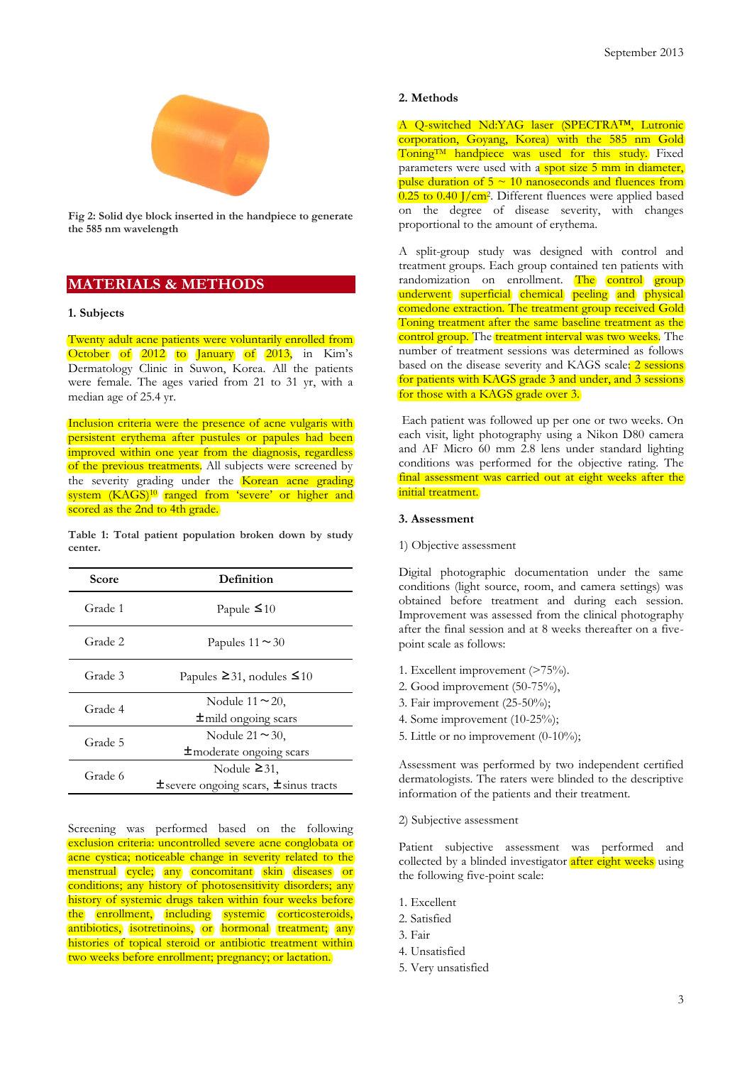Fig 2: Solid dye block inserted in the handpiece to generate the 585 nm wavelength

## MATERIALS & METHODS

### 1. Subjects

Twenty adult acne patients were voluntarily enrolled from October of 2012 to January of 2013, in Kim's Dermatology Clinic in Suwon, Korea. All the patients were female. The ages varied from 21 to 31 yr, with a median age of 25.4 yr.

Inclusion criteria were the presence of acne vulgaris with persistent erythema after pustules or papules had been improved within one year from the diagnosis, regardless of the previous treatments. All subjects were screened by the severity grading under the Korean acne grading system (KAGS)[10] ranged from 'severe' or higher and scored as the 2nd to 4th grade.

**Table 1: Total patient population broken down by study center.**

| Score | Definition |
|---|---|
| Grade 1 | Papule ≤10 |
| Grade 2 | Papules 11～30 |
| Grade 3 | Papules ≥31, nodules ≤10 |
| Grade 4 | Nodule 11～20, ±mild ongoing scars |
| Grade 5 | Nodule 21～30, ±moderate ongoing scars |
| Grade 6 | Nodule ≥31, ±severe ongoing scars, ±sinus tracts |

Screening was performed based on the following exclusion criteria: uncontrolled severe acne conglobata or acne cystica; noticeable change in severity related to the menstrual cycle; any concomitant skin diseases or conditions; any history of photosensitivity disorders; any history of systemic drugs taken within four weeks before the enrollment, including systemic corticosteroids, antibiotics, isotretinoins, or hormonal treatment; any histories of topical steroid or antibiotic treatment within two weeks before enrollment; pregnancy; or lactation.

### 2. Methods

A Q-switched Nd:YAG laser (SPECTRA™, Lutronic corporation, Goyang, Korea) with the 585 nm Gold Toning™ handpiece was used for this study. Fixed parameters were used with a spot size 5 mm in diameter, pulse duration of 5 ~ 10 nanoseconds and fluences from 0.25 to 0.40 J/cm². Different fluences were applied based on the degree of disease severity, with changes proportional to the amount of erythema.

A split-group study was designed with control and treatment groups. Each group contained ten patients with randomization on enrollment. The control group underwent superficial chemical peeling and physical comedone extraction. The treatment group received Gold Toning treatment after the same baseline treatment as the control group. The treatment interval was two weeks. The number of treatment sessions was determined as follows based on the disease severity and KAGS scale: 2 sessions for patients with KAGS grade 3 and under, and 3 sessions for those with a KAGS grade over 3.

Each patient was followed up per one or two weeks. On each visit, light photography using a Nikon D80 camera and AF Micro 60 mm 2.8 lens under standard lighting conditions was performed for the objective rating. The final assessment was carried out at eight weeks after the initial treatment.

### 3. Assessment

1) Objective assessment

Digital photographic documentation under the same conditions (light source, room, and camera settings) was obtained before treatment and during each session. Improvement was assessed from the clinical photography after the final session and at 8 weeks thereafter on a five-point scale as follows:

1. Excellent improvement (>75%).
2. Good improvement (50-75%),
3. Fair improvement (25-50%);
4. Some improvement (10-25%);
5. Little or no improvement (0-10%);

Assessment was performed by two independent certified dermatologists. The raters were blinded to the descriptive information of the patients and their treatment.

2) Subjective assessment

Patient subjective assessment was performed and collected by a blinded investigator after eight weeks using the following five-point scale:

1. Excellent
2. Satisfied
3. Fair
4. Unsatisfied
5. Very unsatisfied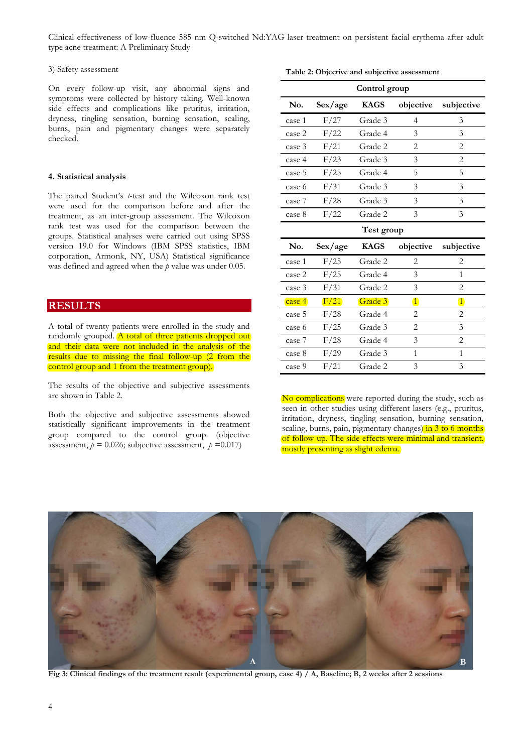3) Safety assessment

On every follow-up visit, any abnormal signs and symptoms were collected by history taking. Well-known side effects and complications like pruritus, irritation, dryness, tingling sensation, burning sensation, scaling, burns, pain and pigmentary changes were separately checked.

### 4. Statistical analysis

The paired Student's *t*-test and the Wilcoxon rank test were used for the comparison before and after the treatment, as an inter-group assessment. The Wilcoxon rank test was used for the comparison between the groups. Statistical analyses were carried out using SPSS version 19.0 for Windows (IBM SPSS statistics, IBM corporation, Armonk, NY, USA) Statistical significance was defined and agreed when the $p$ value was under 0.05.

## RESULTS

A total of twenty patients were enrolled in the study and randomly grouped. A total of three patients dropped out and their data were not included in the analysis of the results due to missing the final follow-up (2 from the control group and 1 from the treatment group).

The results of the objective and subjective assessments are shown in Table 2.

Both the objective and subjective assessments showed statistically significant improvements in the treatment group compared to the control group. (objective assessment, $p$ = 0.026; subjective assessment, $p$ =0.017)

**Table 2: Objective and subjective assessment**

| Control group | | | | |
|---|---|---|---|---|
| **No.** | **Sex/age** | **KAGS** | **objective** | **subjective** |
| case 1 | F/27 | Grade 3 | 4 | 3 |
| case 2 | F/22 | Grade 4 | 3 | 3 |
| case 3 | F/21 | Grade 2 | 2 | 2 |
| case 4 | F/23 | Grade 3 | 3 | 2 |
| case 5 | F/25 | Grade 4 | 5 | 5 |
| case 6 | F/31 | Grade 3 | 3 | 3 |
| case 7 | F/28 | Grade 3 | 3 | 3 |
| case 8 | F/22 | Grade 2 | 3 | 3 |
| **Test group** | | | | |
| **No.** | **Sex/age** | **KAGS** | **objective** | **subjective** |
| case 1 | F/25 | Grade 2 | 2 | 2 |
| case 2 | F/25 | Grade 4 | 3 | 1 |
| case 3 | F/31 | Grade 2 | 3 | 2 |
| case 4 | F/21 | Grade 3 | 1 | 1 |
| case 5 | F/28 | Grade 4 | 2 | 2 |
| case 6 | F/25 | Grade 3 | 2 | 3 |
| case 7 | F/28 | Grade 4 | 3 | 2 |
| case 8 | F/29 | Grade 3 | 1 | 1 |
| case 9 | F/21 | Grade 2 | 3 | 3 |

No complications were reported during the study, such as seen in other studies using different lasers (e.g., pruritus, irritation, dryness, tingling sensation, burning sensation, scaling, burns, pain, pigmentary changes) in 3 to 6 months of follow-up. The side effects were minimal and transient, mostly presenting as slight edema.

**Fig 3: Clinical findings of the treatment result (experimental group, case 4) / A, Baseline; B, 2 weeks after 2 sessions**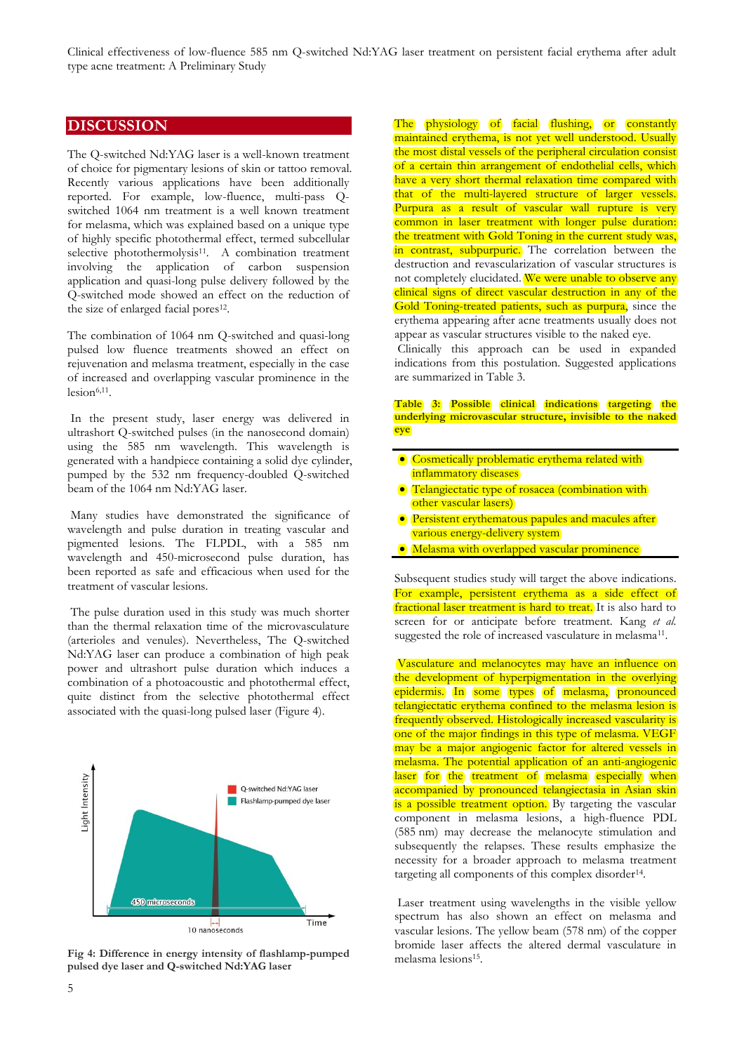## DISCUSSION

The Q-switched Nd:YAG laser is a well-known treatment of choice for pigmentary lesions of skin or tattoo removal. Recently various applications have been additionally reported. For example, low-fluence, multi-pass Q-switched 1064 nm treatment is a well known treatment for melasma, which was explained based on a unique type of highly specific photothermal effect, termed subcellular selective photothermolysis[11]. A combination treatment involving the application of carbon suspension application and quasi-long pulse delivery followed by the Q-switched mode showed an effect on the reduction of the size of enlarged facial pores[12].

The combination of 1064 nm Q-switched and quasi-long pulsed low fluence treatments showed an effect on rejuvenation and melasma treatment, especially in the case of increased and overlapping vascular prominence in the lesion[6,11].

In the present study, laser energy was delivered in ultrashort Q-switched pulses (in the nanosecond domain) using the 585 nm wavelength. This wavelength is generated with a handpiece containing a solid dye cylinder, pumped by the 532 nm frequency-doubled Q-switched beam of the 1064 nm Nd:YAG laser.

Many studies have demonstrated the significance of wavelength and pulse duration in treating vascular and pigmented lesions. The FLPDL, with a 585 nm wavelength and 450-microsecond pulse duration, has been reported as safe and efficacious when used for the treatment of vascular lesions.

The pulse duration used in this study was much shorter than the thermal relaxation time of the microvasculature (arterioles and venules). Nevertheless, The Q-switched Nd:YAG laser can produce a combination of high peak power and ultrashort pulse duration which induces a combination of a photoacoustic and photothermal effect, quite distinct from the selective photothermal effect associated with the quasi-long pulsed laser (Figure 4).

**Fig 4: Difference in energy intensity of flashlamp-pumped pulsed dye laser and Q-switched Nd:YAG laser**

The physiology of facial flushing, or constantly maintained erythema, is not yet well understood. Usually the most distal vessels of the peripheral circulation consist of a certain thin arrangement of endothelial cells, which have a very short thermal relaxation time compared with that of the multi-layered structure of larger vessels. Purpura as a result of vascular wall rupture is very common in laser treatment with longer pulse duration: the treatment with Gold Toning in the current study was, in contrast, subpurpuric. The correlation between the destruction and revascularization of vascular structures is not completely elucidated. We were unable to observe any clinical signs of direct vascular destruction in any of the Gold Toning-treated patients, such as purpura, since the erythema appearing after acne treatments usually does not appear as vascular structures visible to the naked eye.

Clinically this approach can be used in expanded indications from this postulation. Suggested applications are summarized in Table 3.

**Table 3: Possible clinical indications targeting the underlying microvascular structure, invisible to the naked eye**

- Cosmetically problematic erythema related with inflammatory diseases
- Telangiectatic type of rosacea (combination with other vascular lasers)
- Persistent erythematous papules and macules after various energy-delivery system
- Melasma with overlapped vascular prominence

Subsequent studies study will target the above indications. For example, persistent erythema as a side effect of fractional laser treatment is hard to treat. It is also hard to screen for or anticipate before treatment. Kang *et al.* suggested the role of increased vasculature in melasma[11].

Vasculature and melanocytes may have an influence on the development of hyperpigmentation in the overlying epidermis. In some types of melasma, pronounced telangiectatic erythema confined to the melasma lesion is frequently observed. Histologically increased vascularity is one of the major findings in this type of melasma. VEGF may be a major angiogenic factor for altered vessels in melasma. The potential application of an anti-angiogenic laser for the treatment of melasma especially when accompanied by pronounced telangiectasia in Asian skin is a possible treatment option. By targeting the vascular component in melasma lesions, a high-fluence PDL (585 nm) may decrease the melanocyte stimulation and subsequently the relapses. These results emphasize the necessity for a broader approach to melasma treatment targeting all components of this complex disorder[14].

Laser treatment using wavelengths in the visible yellow spectrum has also shown an effect on melasma and vascular lesions. The yellow beam (578 nm) of the copper bromide laser affects the altered dermal vasculature in melasma lesions[15].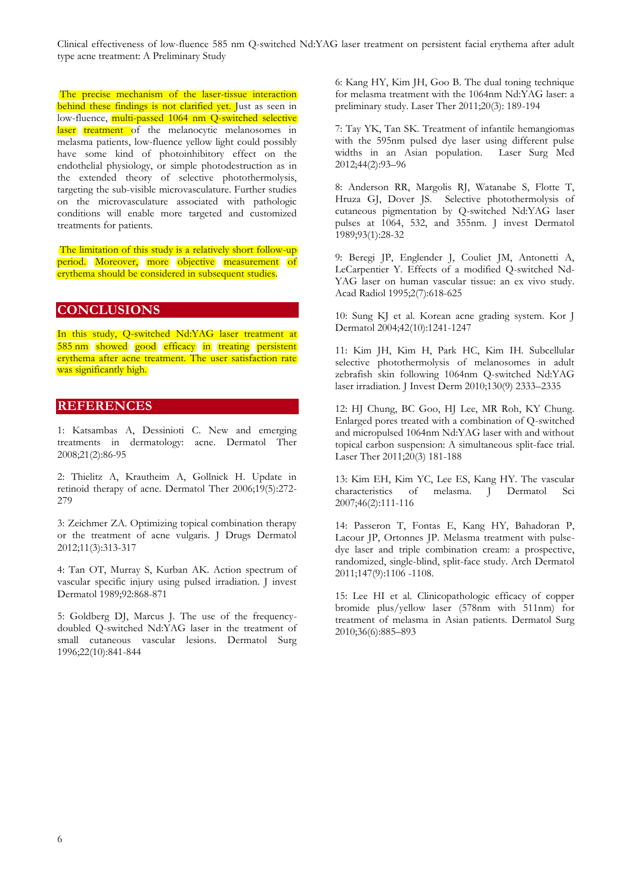The precise mechanism of the laser-tissue interaction behind these findings is not clarified yet. Just as seen in low-fluence, multi-passed 1064 nm Q-switched selective laser treatment of the melanocytic melanosomes in melasma patients, low-fluence yellow light could possibly have some kind of photoinhibitory effect on the endothelial physiology, or simple photodestruction as in the extended theory of selective photothermolysis, targeting the sub-visible microvasculature. Further studies on the microvasculature associated with pathologic conditions will enable more targeted and customized treatments for patients.

The limitation of this study is a relatively short follow-up period. Moreover, more objective measurement of erythema should be considered in subsequent studies.

## CONCLUSIONS

In this study, Q-switched Nd:YAG laser treatment at 585 nm showed good efficacy in treating persistent erythema after acne treatment. The user satisfaction rate was significantly high.

## REFERENCES

1: Katsambas A, Dessinioti C. New and emerging treatments in dermatology: acne. Dermatol Ther 2008;21(2):86-95

2: Thielitz A, Krautheim A, Gollnick H. Update in retinoid therapy of acne. Dermatol Ther 2006;19(5):272-279

3: Zeichmer ZA. Optimizing topical combination therapy or the treatment of acne vulgaris. J Drugs Dermatol 2012;11(3):313-317

4: Tan OT, Murray S, Kurban AK. Action spectrum of vascular specific injury using pulsed irradiation. J invest Dermatol 1989;92:868-871

5: Goldberg DJ, Marcus J. The use of the frequency-doubled Q-switched Nd:YAG laser in the treatment of small cutaneous vascular lesions. Dermatol Surg 1996;22(10):841-844

6: Kang HY, Kim JH, Goo B. The dual toning technique for melasma treatment with the 1064nm Nd:YAG laser: a preliminary study. Laser Ther 2011;20(3): 189-194

7: Tay YK, Tan SK. Treatment of infantile hemangiomas with the 595nm pulsed dye laser using different pulse widths in an Asian population. Laser Surg Med 2012;44(2):93–96

8: Anderson RR, Margolis RJ, Watanabe S, Flotte T, Hruza GJ, Dover JS. Selective photothermolysis of cutaneous pigmentation by Q-switched Nd:YAG laser pulses at 1064, 532, and 355nm. J invest Dermatol 1989;93(1):28-32

9: Beregi JP, Englender J, Couliet JM, Antonetti A, LeCarpentier Y. Effects of a modified Q-switched Nd-YAG laser on human vascular tissue: an ex vivo study. Acad Radiol 1995;2(7):618-625

10: Sung KJ et al. Korean acne grading system. Kor J Dermatol 2004;42(10):1241-1247

11: Kim JH, Kim H, Park HC, Kim IH. Subcellular selective photothermolysis of melanosomes in adult zebrafish skin following 1064nm Q-switched Nd:YAG laser irradiation. J Invest Derm 2010;130(9) 2333–2335

12: HJ Chung, BC Goo, HJ Lee, MR Roh, KY Chung. Enlarged pores treated with a combination of Q-switched and micropulsed 1064nm Nd:YAG laser with and without topical carbon suspension: A simultaneous split-face trial. Laser Ther 2011;20(3) 181-188

13: Kim EH, Kim YC, Lee ES, Kang HY. The vascular characteristics of melasma. J Dermatol Sci 2007;46(2):111-116

14: Passeron T, Fontas E, Kang HY, Bahadoran P, Lacour JP, Ortonnes JP. Melasma treatment with pulse-dye laser and triple combination cream: a prospective, randomized, single-blind, split-face study. Arch Dermatol 2011;147(9):1106 -1108.

15: Lee HI et al. Clinicopathologic efficacy of copper bromide plus/yellow laser (578nm with 511nm) for treatment of melasma in Asian patients. Dermatol Surg 2010;36(6):885–893